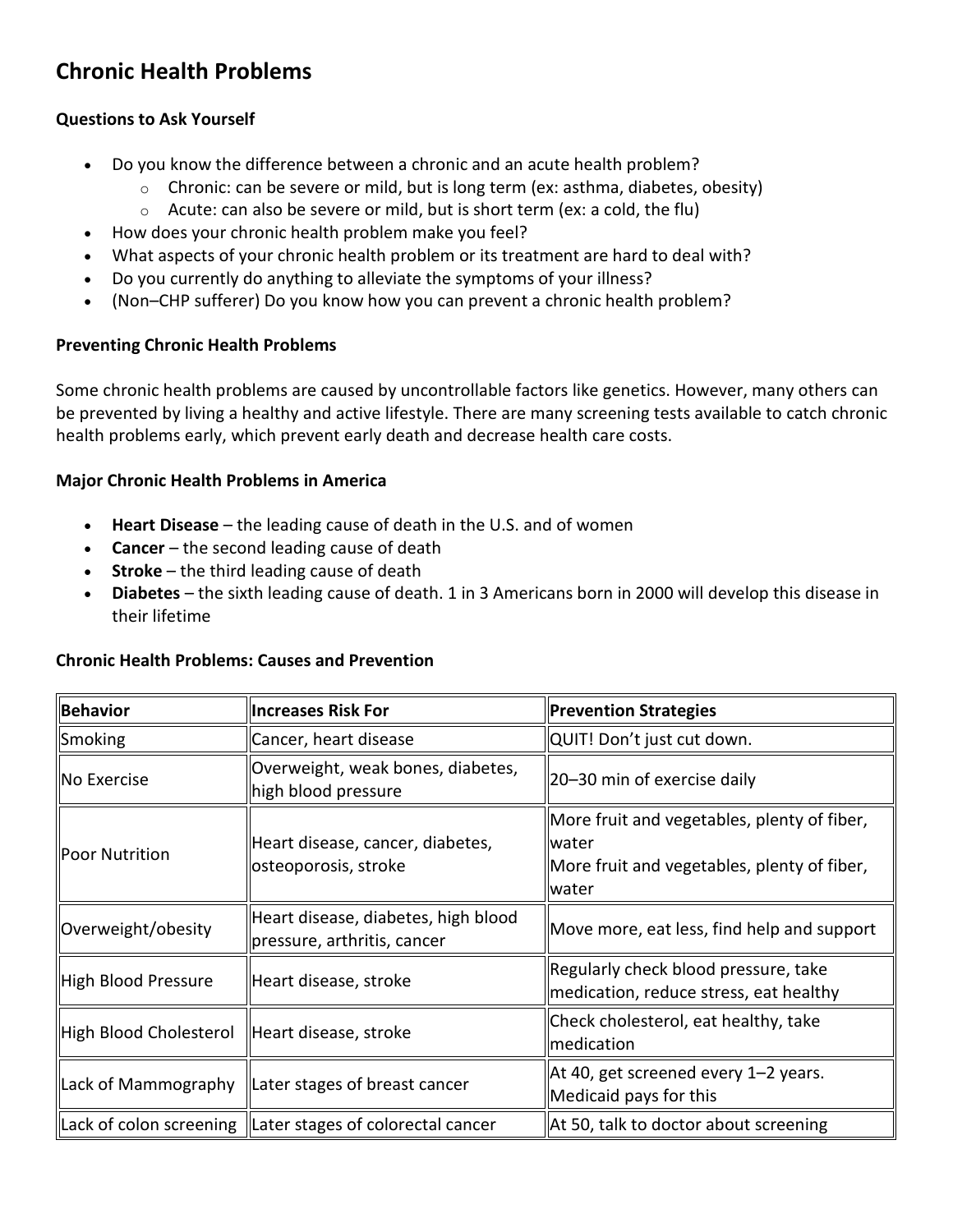# Chronic Health Problems

**Questions to Ask Yourself**

- Do you know the difference between a chronic and an acute health problem?
  - Chronic: can be severe or mild, but is long term (ex: asthma, diabetes, obesity)
  - Acute: can also be severe or mild, but is short term (ex: a cold, the flu)
- How does your chronic health problem make you feel?
- What aspects of your chronic health problem or its treatment are hard to deal with?
- Do you currently do anything to alleviate the symptoms of your illness?
- (Non–CHP sufferer) Do you know how you can prevent a chronic health problem?

**Preventing Chronic Health Problems**

Some chronic health problems are caused by uncontrollable factors like genetics. However, many others can be prevented by living a healthy and active lifestyle. There are many screening tests available to catch chronic health problems early, which prevent early death and decrease health care costs.

**Major Chronic Health Problems in America**

- **Heart Disease** – the leading cause of death in the U.S. and of women
- **Cancer** – the second leading cause of death
- **Stroke** – the third leading cause of death
- **Diabetes** – the sixth leading cause of death. 1 in 3 Americans born in 2000 will develop this disease in their lifetime

**Chronic Health Problems: Causes and Prevention**

| **Behavior** | **Increases Risk For** | **Prevention Strategies** |
|---|---|---|
| Smoking | Cancer, heart disease | QUIT! Don't just cut down. |
| No Exercise | Overweight, weak bones, diabetes, high blood pressure | 20–30 min of exercise daily |
| Poor Nutrition | Heart disease, cancer, diabetes, osteoporosis, stroke | More fruit and vegetables, plenty of fiber, water<br>More fruit and vegetables, plenty of fiber, water |
| Overweight/obesity | Heart disease, diabetes, high blood pressure, arthritis, cancer | Move more, eat less, find help and support |
| High Blood Pressure | Heart disease, stroke | Regularly check blood pressure, take medication, reduce stress, eat healthy |
| High Blood Cholesterol | Heart disease, stroke | Check cholesterol, eat healthy, take medication |
| Lack of Mammography | Later stages of breast cancer | At 40, get screened every 1–2 years. Medicaid pays for this |
| Lack of colon screening | Later stages of colorectal cancer | At 50, talk to doctor about screening |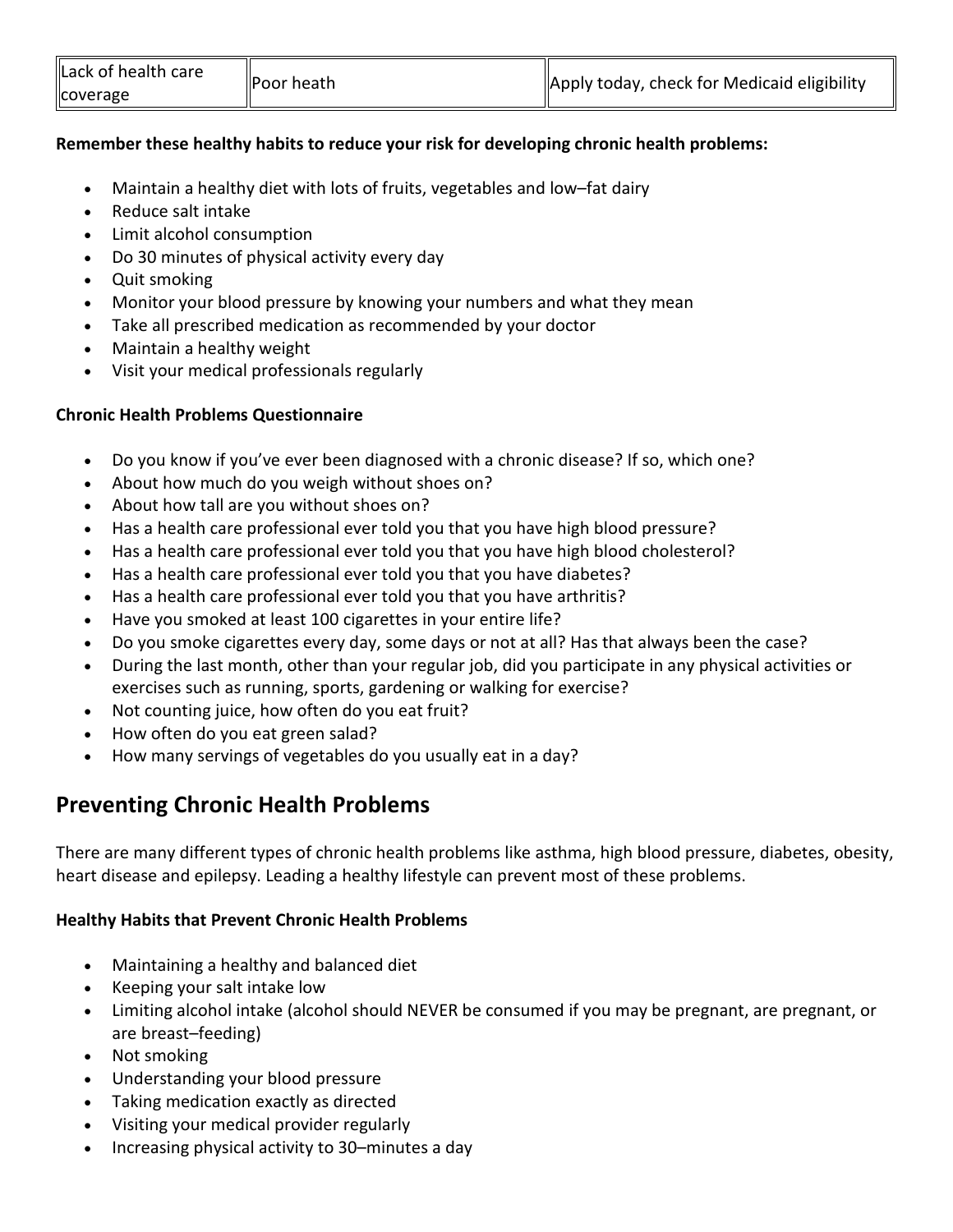| | | |
|---|---|---|
| Lack of health care coverage | Poor heath | Apply today, check for Medicaid eligibility |

**Remember these healthy habits to reduce your risk for developing chronic health problems:**

- Maintain a healthy diet with lots of fruits, vegetables and low–fat dairy
- Reduce salt intake
- Limit alcohol consumption
- Do 30 minutes of physical activity every day
- Quit smoking
- Monitor your blood pressure by knowing your numbers and what they mean
- Take all prescribed medication as recommended by your doctor
- Maintain a healthy weight
- Visit your medical professionals regularly

**Chronic Health Problems Questionnaire**

- Do you know if you've ever been diagnosed with a chronic disease? If so, which one?
- About how much do you weigh without shoes on?
- About how tall are you without shoes on?
- Has a health care professional ever told you that you have high blood pressure?
- Has a health care professional ever told you that you have high blood cholesterol?
- Has a health care professional ever told you that you have diabetes?
- Has a health care professional ever told you that you have arthritis?
- Have you smoked at least 100 cigarettes in your entire life?
- Do you smoke cigarettes every day, some days or not at all? Has that always been the case?
- During the last month, other than your regular job, did you participate in any physical activities or exercises such as running, sports, gardening or walking for exercise?
- Not counting juice, how often do you eat fruit?
- How often do you eat green salad?
- How many servings of vegetables do you usually eat in a day?

## Preventing Chronic Health Problems

There are many different types of chronic health problems like asthma, high blood pressure, diabetes, obesity, heart disease and epilepsy. Leading a healthy lifestyle can prevent most of these problems.

**Healthy Habits that Prevent Chronic Health Problems**

- Maintaining a healthy and balanced diet
- Keeping your salt intake low
- Limiting alcohol intake (alcohol should NEVER be consumed if you may be pregnant, are pregnant, or are breast–feeding)
- Not smoking
- Understanding your blood pressure
- Taking medication exactly as directed
- Visiting your medical provider regularly
- Increasing physical activity to 30–minutes a day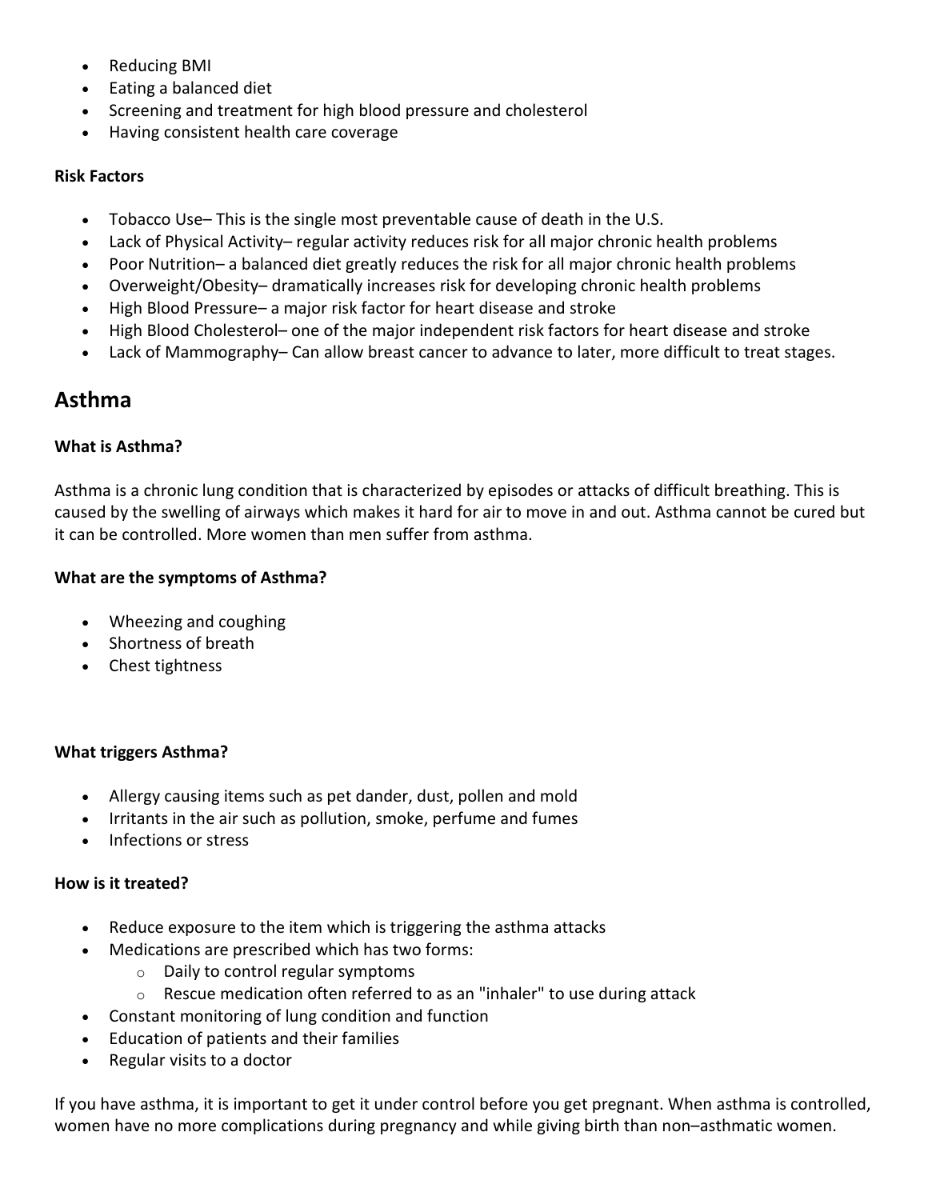- Reducing BMI
- Eating a balanced diet
- Screening and treatment for high blood pressure and cholesterol
- Having consistent health care coverage

**Risk Factors**

- Tobacco Use– This is the single most preventable cause of death in the U.S.
- Lack of Physical Activity– regular activity reduces risk for all major chronic health problems
- Poor Nutrition– a balanced diet greatly reduces the risk for all major chronic health problems
- Overweight/Obesity– dramatically increases risk for developing chronic health problems
- High Blood Pressure– a major risk factor for heart disease and stroke
- High Blood Cholesterol– one of the major independent risk factors for heart disease and stroke
- Lack of Mammography– Can allow breast cancer to advance to later, more difficult to treat stages.

## Asthma

**What is Asthma?**

Asthma is a chronic lung condition that is characterized by episodes or attacks of difficult breathing. This is caused by the swelling of airways which makes it hard for air to move in and out. Asthma cannot be cured but it can be controlled. More women than men suffer from asthma.

**What are the symptoms of Asthma?**

- Wheezing and coughing
- Shortness of breath
- Chest tightness

**What triggers Asthma?**

- Allergy causing items such as pet dander, dust, pollen and mold
- Irritants in the air such as pollution, smoke, perfume and fumes
- Infections or stress

**How is it treated?**

- Reduce exposure to the item which is triggering the asthma attacks
- Medications are prescribed which has two forms:
  - Daily to control regular symptoms
  - Rescue medication often referred to as an "inhaler" to use during attack
- Constant monitoring of lung condition and function
- Education of patients and their families
- Regular visits to a doctor

If you have asthma, it is important to get it under control before you get pregnant. When asthma is controlled, women have no more complications during pregnancy and while giving birth than non–asthmatic women.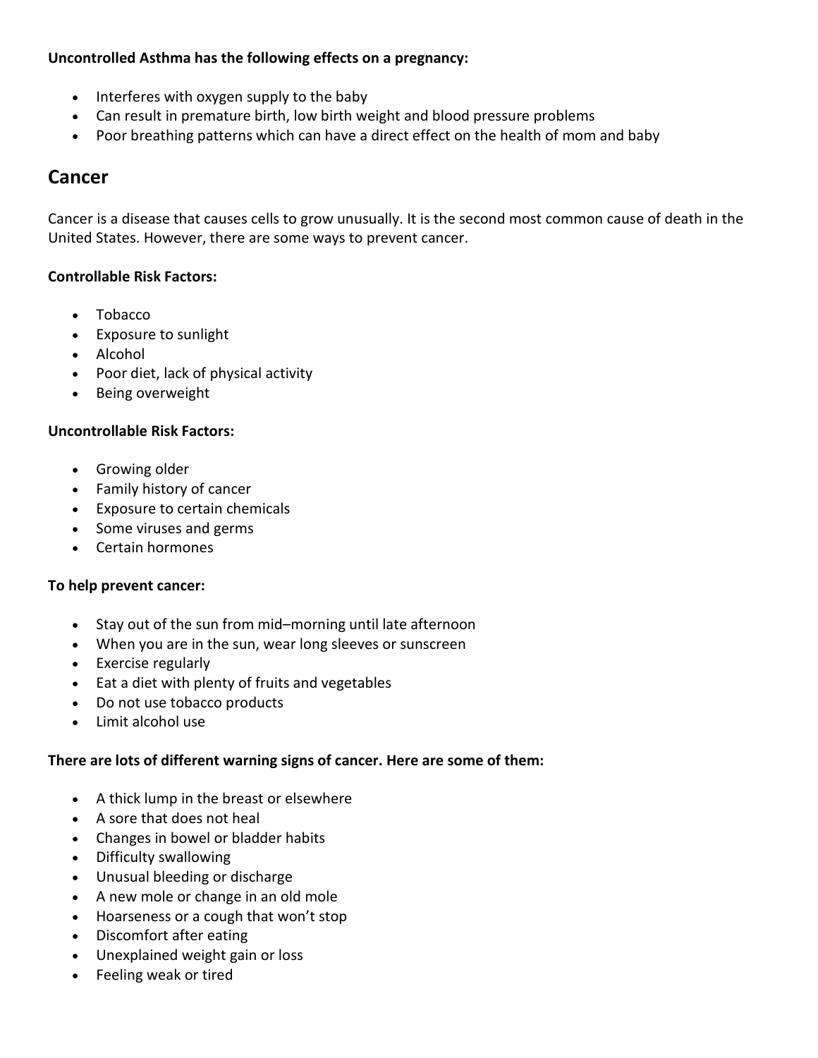**Uncontrolled Asthma has the following effects on a pregnancy:**

- Interferes with oxygen supply to the baby
- Can result in premature birth, low birth weight and blood pressure problems
- Poor breathing patterns which can have a direct effect on the health of mom and baby

## Cancer

Cancer is a disease that causes cells to grow unusually. It is the second most common cause of death in the United States. However, there are some ways to prevent cancer.

**Controllable Risk Factors:**

- Tobacco
- Exposure to sunlight
- Alcohol
- Poor diet, lack of physical activity
- Being overweight

**Uncontrollable Risk Factors:**

- Growing older
- Family history of cancer
- Exposure to certain chemicals
- Some viruses and germs
- Certain hormones

**To help prevent cancer:**

- Stay out of the sun from mid–morning until late afternoon
- When you are in the sun, wear long sleeves or sunscreen
- Exercise regularly
- Eat a diet with plenty of fruits and vegetables
- Do not use tobacco products
- Limit alcohol use

**There are lots of different warning signs of cancer. Here are some of them:**

- A thick lump in the breast or elsewhere
- A sore that does not heal
- Changes in bowel or bladder habits
- Difficulty swallowing
- Unusual bleeding or discharge
- A new mole or change in an old mole
- Hoarseness or a cough that won't stop
- Discomfort after eating
- Unexplained weight gain or loss
- Feeling weak or tired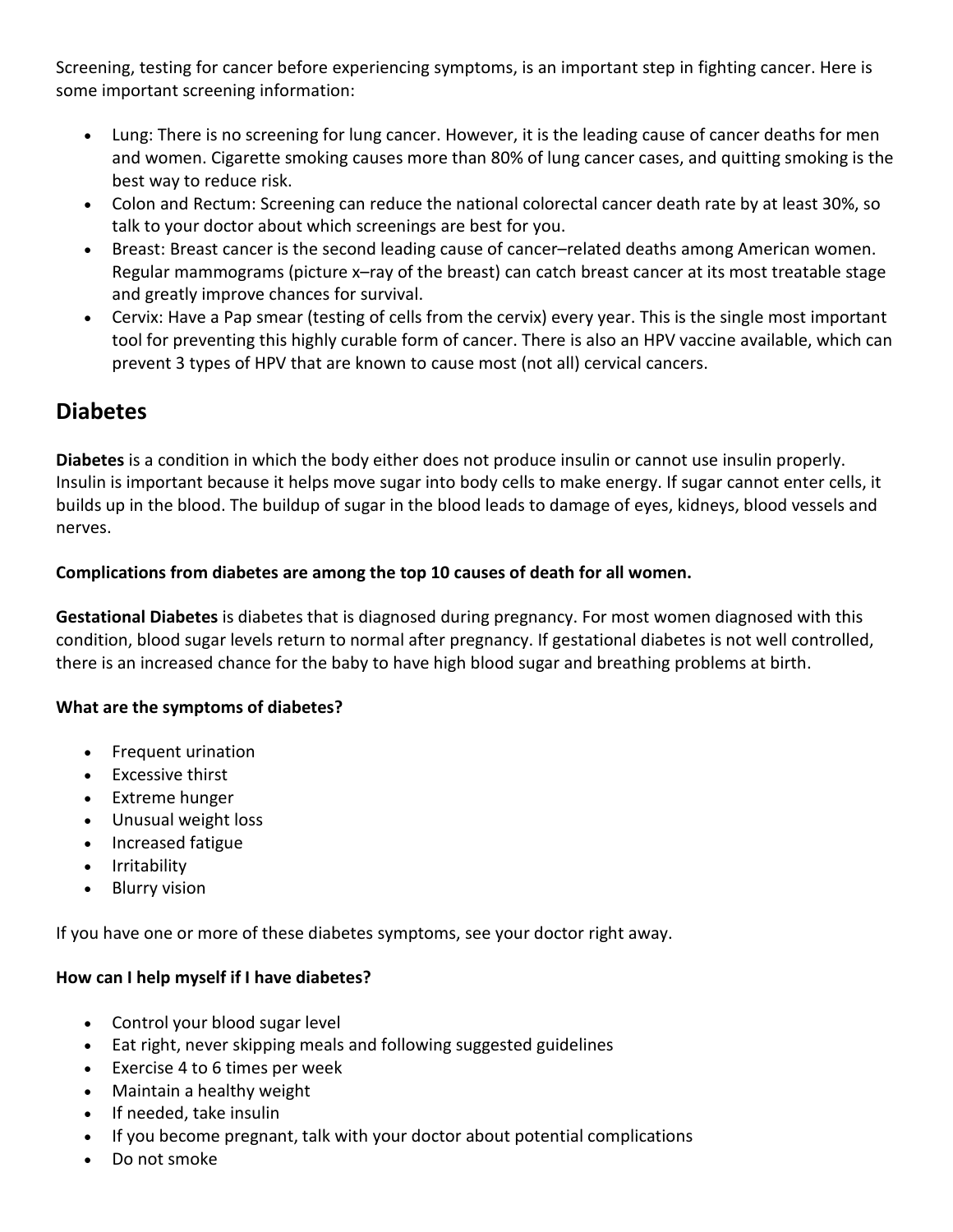Screening, testing for cancer before experiencing symptoms, is an important step in fighting cancer. Here is some important screening information:

- Lung: There is no screening for lung cancer. However, it is the leading cause of cancer deaths for men and women. Cigarette smoking causes more than 80% of lung cancer cases, and quitting smoking is the best way to reduce risk.
- Colon and Rectum: Screening can reduce the national colorectal cancer death rate by at least 30%, so talk to your doctor about which screenings are best for you.
- Breast: Breast cancer is the second leading cause of cancer–related deaths among American women. Regular mammograms (picture x–ray of the breast) can catch breast cancer at its most treatable stage and greatly improve chances for survival.
- Cervix: Have a Pap smear (testing of cells from the cervix) every year. This is the single most important tool for preventing this highly curable form of cancer. There is also an HPV vaccine available, which can prevent 3 types of HPV that are known to cause most (not all) cervical cancers.

## Diabetes

**Diabetes** is a condition in which the body either does not produce insulin or cannot use insulin properly. Insulin is important because it helps move sugar into body cells to make energy. If sugar cannot enter cells, it builds up in the blood. The buildup of sugar in the blood leads to damage of eyes, kidneys, blood vessels and nerves.

**Complications from diabetes are among the top 10 causes of death for all women.**

**Gestational Diabetes** is diabetes that is diagnosed during pregnancy. For most women diagnosed with this condition, blood sugar levels return to normal after pregnancy. If gestational diabetes is not well controlled, there is an increased chance for the baby to have high blood sugar and breathing problems at birth.

**What are the symptoms of diabetes?**

- Frequent urination
- Excessive thirst
- Extreme hunger
- Unusual weight loss
- Increased fatigue
- Irritability
- Blurry vision

If you have one or more of these diabetes symptoms, see your doctor right away.

**How can I help myself if I have diabetes?**

- Control your blood sugar level
- Eat right, never skipping meals and following suggested guidelines
- Exercise 4 to 6 times per week
- Maintain a healthy weight
- If needed, take insulin
- If you become pregnant, talk with your doctor about potential complications
- Do not smoke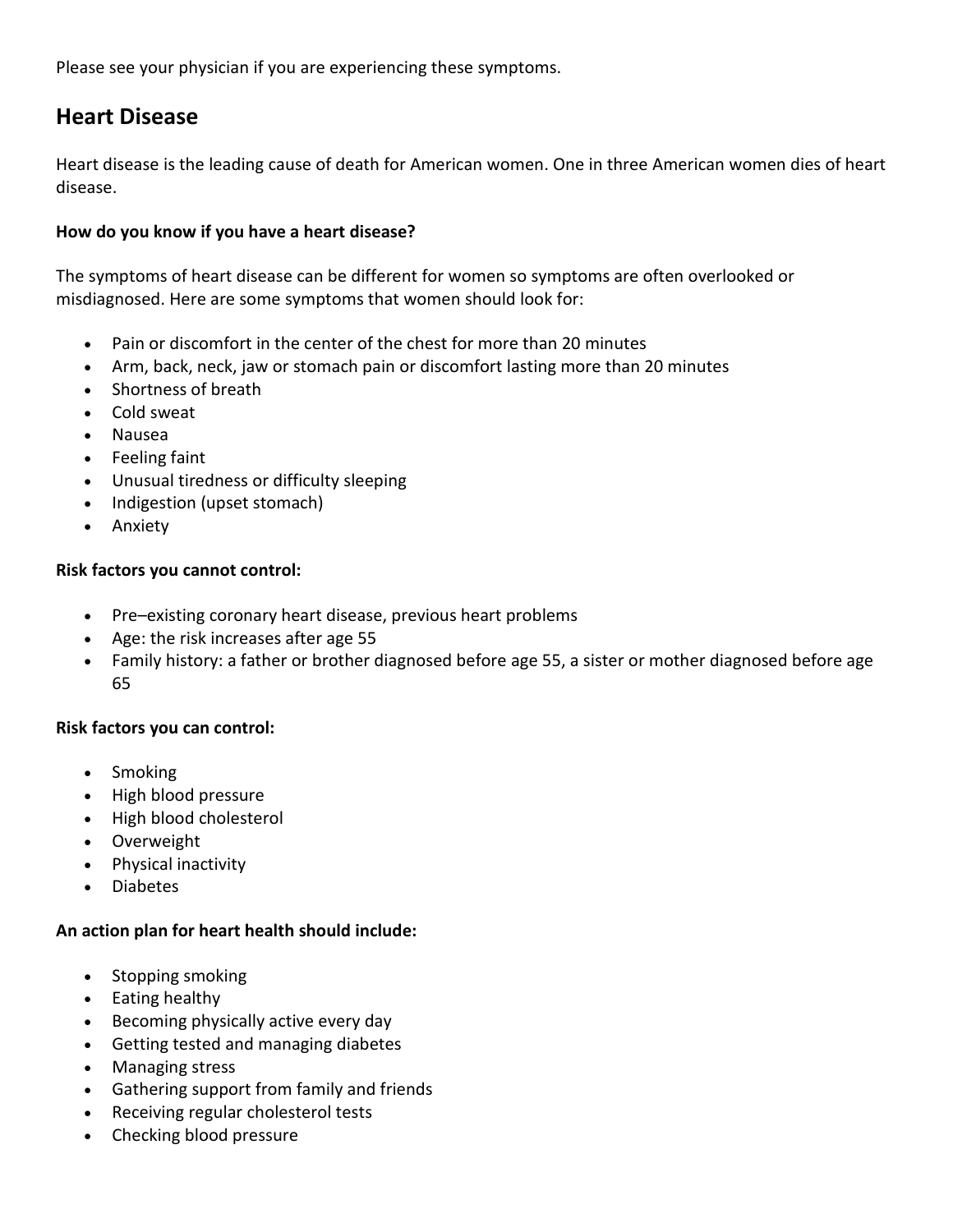Please see your physician if you are experiencing these symptoms.

## Heart Disease

Heart disease is the leading cause of death for American women. One in three American women dies of heart disease.

**How do you know if you have a heart disease?**

The symptoms of heart disease can be different for women so symptoms are often overlooked or misdiagnosed. Here are some symptoms that women should look for:

- Pain or discomfort in the center of the chest for more than 20 minutes
- Arm, back, neck, jaw or stomach pain or discomfort lasting more than 20 minutes
- Shortness of breath
- Cold sweat
- Nausea
- Feeling faint
- Unusual tiredness or difficulty sleeping
- Indigestion (upset stomach)
- Anxiety

**Risk factors you cannot control:**

- Pre–existing coronary heart disease, previous heart problems
- Age: the risk increases after age 55
- Family history: a father or brother diagnosed before age 55, a sister or mother diagnosed before age 65

**Risk factors you can control:**

- Smoking
- High blood pressure
- High blood cholesterol
- Overweight
- Physical inactivity
- Diabetes

**An action plan for heart health should include:**

- Stopping smoking
- Eating healthy
- Becoming physically active every day
- Getting tested and managing diabetes
- Managing stress
- Gathering support from family and friends
- Receiving regular cholesterol tests
- Checking blood pressure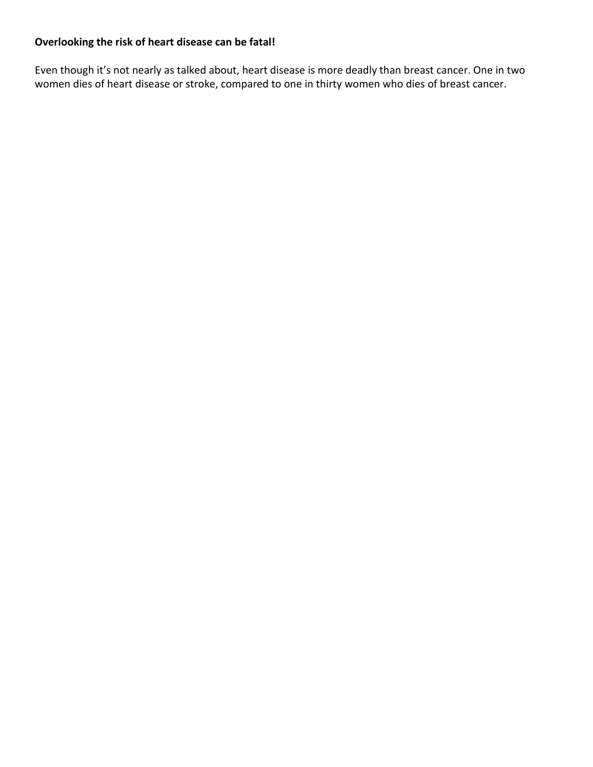**Overlooking the risk of heart disease can be fatal!**

Even though it's not nearly as talked about, heart disease is more deadly than breast cancer. One in two women dies of heart disease or stroke, compared to one in thirty women who dies of breast cancer.